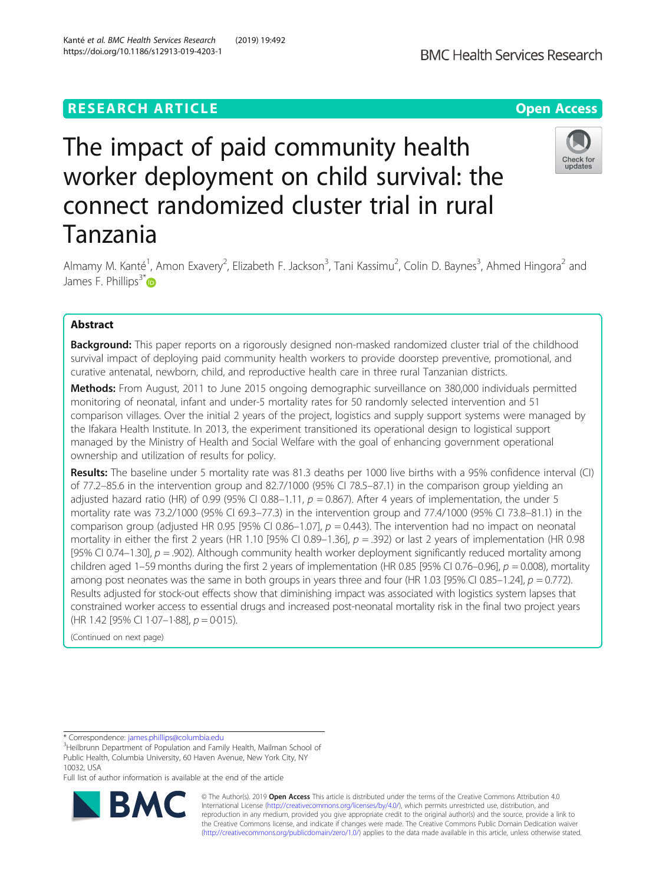# The impact of paid community health worker deployment on child survival: the connect randomized cluster trial in rural Tanzania

Almamy M. Kanté[1], Amon Exavery[2], Elizabeth F. Jackson[3], Tani Kassimu[2], Colin D. Baynes[3], Ahmed Hingora[2] and James F. Phillips[3*]

## Abstract

**Background:** This paper reports on a rigorously designed non-masked randomized cluster trial of the childhood survival impact of deploying paid community health workers to provide doorstep preventive, promotional, and curative antenatal, newborn, child, and reproductive health care in three rural Tanzanian districts.

**Methods:** From August, 2011 to June 2015 ongoing demographic surveillance on 380,000 individuals permitted monitoring of neonatal, infant and under-5 mortality rates for 50 randomly selected intervention and 51 comparison villages. Over the initial 2 years of the project, logistics and supply support systems were managed by the Ifakara Health Institute. In 2013, the experiment transitioned its operational design to logistical support managed by the Ministry of Health and Social Welfare with the goal of enhancing government operational ownership and utilization of results for policy.

**Results:** The baseline under 5 mortality rate was 81.3 deaths per 1000 live births with a 95% confidence interval (CI) of 77.2–85.6 in the intervention group and 82.7/1000 (95% CI 78.5–87.1) in the comparison group yielding an adjusted hazard ratio (HR) of 0.99 (95% CI 0.88–1.11, $p = 0.867$). After 4 years of implementation, the under 5 mortality rate was 73.2/1000 (95% CI 69.3–77.3) in the intervention group and 77.4/1000 (95% CI 73.8–81.1) in the comparison group (adjusted HR 0.95 [95% CI 0.86–1.07], $p = 0.443$). The intervention had no impact on neonatal mortality in either the first 2 years (HR 1.10 [95% CI 0.89–1.36], $p = .392$) or last 2 years of implementation (HR 0.98 [95% CI 0.74–1.30], $p = .902$). Although community health worker deployment significantly reduced mortality among children aged 1–59 months during the first 2 years of implementation (HR 0.85 [95% CI 0.76–0.96], $p = 0.008$), mortality among post neonates was the same in both groups in years three and four (HR 1.03 [95% CI 0.85–1.24], $p = 0.772$). Results adjusted for stock-out effects show that diminishing impact was associated with logistics system lapses that constrained worker access to essential drugs and increased post-neonatal mortality risk in the final two project years (HR 1.42 [95% CI 1·07–1·88], $p = 0·015$).

(Continued on next page)

* Correspondence: james.phillips@columbia.edu
[3]Heilbrunn Department of Population and Family Health, Mailman School of Public Health, Columbia University, 60 Haven Avenue, New York City, NY 10032, USA
Full list of author information is available at the end of the article

© The Author(s). 2019 **Open Access** This article is distributed under the terms of the Creative Commons Attribution 4.0 International License (http://creativecommons.org/licenses/by/4.0/), which permits unrestricted use, distribution, and reproduction in any medium, provided you give appropriate credit to the original author(s) and the source, provide a link to the Creative Commons license, and indicate if changes were made. The Creative Commons Public Domain Dedication waiver (http://creativecommons.org/publicdomain/zero/1.0/) applies to the data made available in this article, unless otherwise stated.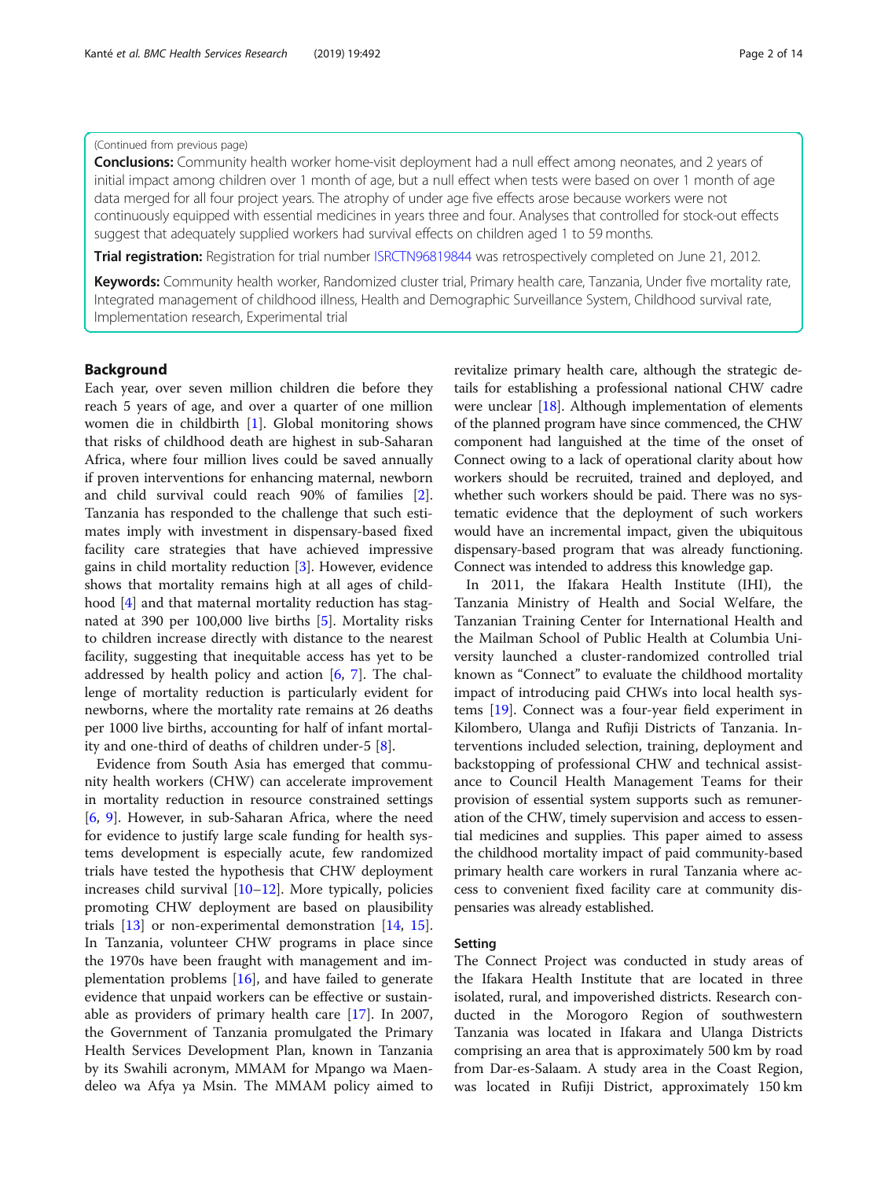(Continued from previous page)

**Conclusions:** Community health worker home-visit deployment had a null effect among neonates, and 2 years of initial impact among children over 1 month of age, but a null effect when tests were based on over 1 month of age data merged for all four project years. The atrophy of under age five effects arose because workers were not continuously equipped with essential medicines in years three and four. Analyses that controlled for stock-out effects suggest that adequately supplied workers had survival effects on children aged 1 to 59 months.

**Trial registration:** Registration for trial number ISRCTN96819844 was retrospectively completed on June 21, 2012.

**Keywords:** Community health worker, Randomized cluster trial, Primary health care, Tanzania, Under five mortality rate, Integrated management of childhood illness, Health and Demographic Surveillance System, Childhood survival rate, Implementation research, Experimental trial

## Background

Each year, over seven million children die before they reach 5 years of age, and over a quarter of one million women die in childbirth [1]. Global monitoring shows that risks of childhood death are highest in sub-Saharan Africa, where four million lives could be saved annually if proven interventions for enhancing maternal, newborn and child survival could reach 90% of families [2]. Tanzania has responded to the challenge that such estimates imply with investment in dispensary-based fixed facility care strategies that have achieved impressive gains in child mortality reduction [3]. However, evidence shows that mortality remains high at all ages of childhood [4] and that maternal mortality reduction has stagnated at 390 per 100,000 live births [5]. Mortality risks to children increase directly with distance to the nearest facility, suggesting that inequitable access has yet to be addressed by health policy and action [6, 7]. The challenge of mortality reduction is particularly evident for newborns, where the mortality rate remains at 26 deaths per 1000 live births, accounting for half of infant mortality and one-third of deaths of children under-5 [8].

Evidence from South Asia has emerged that community health workers (CHW) can accelerate improvement in mortality reduction in resource constrained settings [6, 9]. However, in sub-Saharan Africa, where the need for evidence to justify large scale funding for health systems development is especially acute, few randomized trials have tested the hypothesis that CHW deployment increases child survival [10–12]. More typically, policies promoting CHW deployment are based on plausibility trials [13] or non-experimental demonstration [14, 15]. In Tanzania, volunteer CHW programs in place since the 1970s have been fraught with management and implementation problems [16], and have failed to generate evidence that unpaid workers can be effective or sustainable as providers of primary health care [17]. In 2007, the Government of Tanzania promulgated the Primary Health Services Development Plan, known in Tanzania by its Swahili acronym, MMAM for Mpango wa Maendeleo wa Afya ya Msin. The MMAM policy aimed to revitalize primary health care, although the strategic details for establishing a professional national CHW cadre were unclear [18]. Although implementation of elements of the planned program have since commenced, the CHW component had languished at the time of the onset of Connect owing to a lack of operational clarity about how workers should be recruited, trained and deployed, and whether such workers should be paid. There was no systematic evidence that the deployment of such workers would have an incremental impact, given the ubiquitous dispensary-based program that was already functioning. Connect was intended to address this knowledge gap.

In 2011, the Ifakara Health Institute (IHI), the Tanzania Ministry of Health and Social Welfare, the Tanzanian Training Center for International Health and the Mailman School of Public Health at Columbia University launched a cluster-randomized controlled trial known as "Connect" to evaluate the childhood mortality impact of introducing paid CHWs into local health systems [19]. Connect was a four-year field experiment in Kilombero, Ulanga and Rufiji Districts of Tanzania. Interventions included selection, training, deployment and backstopping of professional CHW and technical assistance to Council Health Management Teams for their provision of essential system supports such as remuneration of the CHW, timely supervision and access to essential medicines and supplies. This paper aimed to assess the childhood mortality impact of paid community-based primary health care workers in rural Tanzania where access to convenient fixed facility care at community dispensaries was already established.

## Setting

The Connect Project was conducted in study areas of the Ifakara Health Institute that are located in three isolated, rural, and impoverished districts. Research conducted in the Morogoro Region of southwestern Tanzania was located in Ifakara and Ulanga Districts comprising an area that is approximately 500 km by road from Dar-es-Salaam. A study area in the Coast Region, was located in Rufiji District, approximately 150 km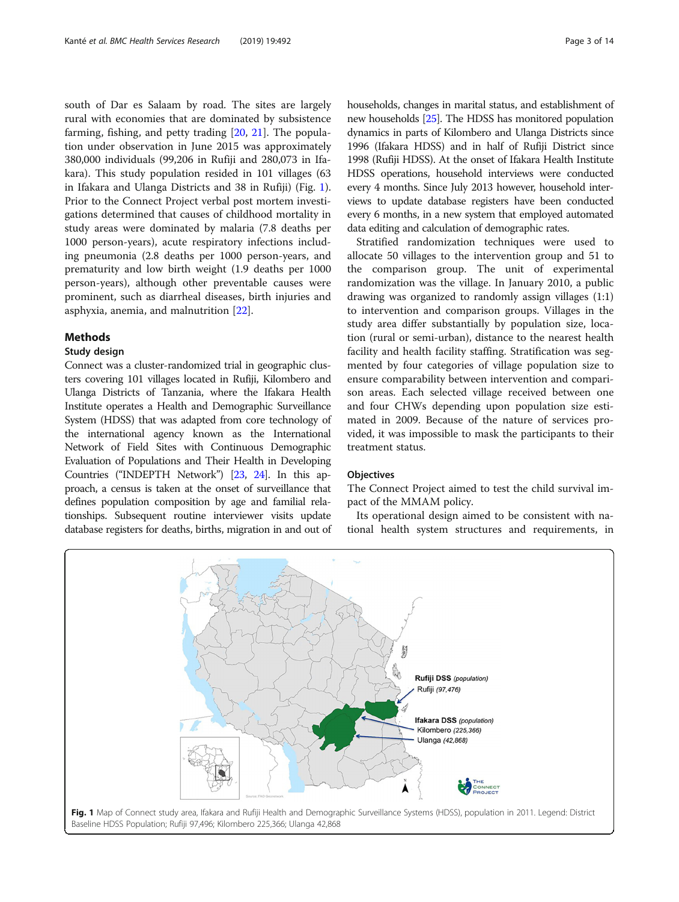south of Dar es Salaam by road. The sites are largely rural with economies that are dominated by subsistence farming, fishing, and petty trading [20, 21]. The population under observation in June 2015 was approximately 380,000 individuals (99,206 in Rufiji and 280,073 in Ifakara). This study population resided in 101 villages (63 in Ifakara and Ulanga Districts and 38 in Rufiji) (Fig. 1). Prior to the Connect Project verbal post mortem investigations determined that causes of childhood mortality in study areas were dominated by malaria (7.8 deaths per 1000 person-years), acute respiratory infections including pneumonia (2.8 deaths per 1000 person-years, and prematurity and low birth weight (1.9 deaths per 1000 person-years), although other preventable causes were prominent, such as diarrheal diseases, birth injuries and asphyxia, anemia, and malnutrition [22].

## Methods

### Study design

Connect was a cluster-randomized trial in geographic clusters covering 101 villages located in Rufiji, Kilombero and Ulanga Districts of Tanzania, where the Ifakara Health Institute operates a Health and Demographic Surveillance System (HDSS) that was adapted from core technology of the international agency known as the International Network of Field Sites with Continuous Demographic Evaluation of Populations and Their Health in Developing Countries ("INDEPTH Network") [23, 24]. In this approach, a census is taken at the onset of surveillance that defines population composition by age and familial relationships. Subsequent routine interviewer visits update database registers for deaths, births, migration in and out of households, changes in marital status, and establishment of new households [25]. The HDSS has monitored population dynamics in parts of Kilombero and Ulanga Districts since 1996 (Ifakara HDSS) and in half of Rufiji District since 1998 (Rufiji HDSS). At the onset of Ifakara Health Institute HDSS operations, household interviews were conducted every 4 months. Since July 2013 however, household interviews to update database registers have been conducted every 6 months, in a new system that employed automated data editing and calculation of demographic rates.

Stratified randomization techniques were used to allocate 50 villages to the intervention group and 51 to the comparison group. The unit of experimental randomization was the village. In January 2010, a public drawing was organized to randomly assign villages (1:1) to intervention and comparison groups. Villages in the study area differ substantially by population size, location (rural or semi-urban), distance to the nearest health facility and health facility staffing. Stratification was segmented by four categories of village population size to ensure comparability between intervention and comparison areas. Each selected village received between one and four CHWs depending upon population size estimated in 2009. Because of the nature of services provided, it was impossible to mask the participants to their treatment status.

### Objectives

The Connect Project aimed to test the child survival impact of the MMAM policy.

Its operational design aimed to be consistent with national health system structures and requirements, in

**Fig. 1** Map of Connect study area, Ifakara and Rufiji Health and Demographic Surveillance Systems (HDSS), population in 2011. Legend: District Baseline HDSS Population; Rufiji 97,496; Kilombero 225,366; Ulanga 42,868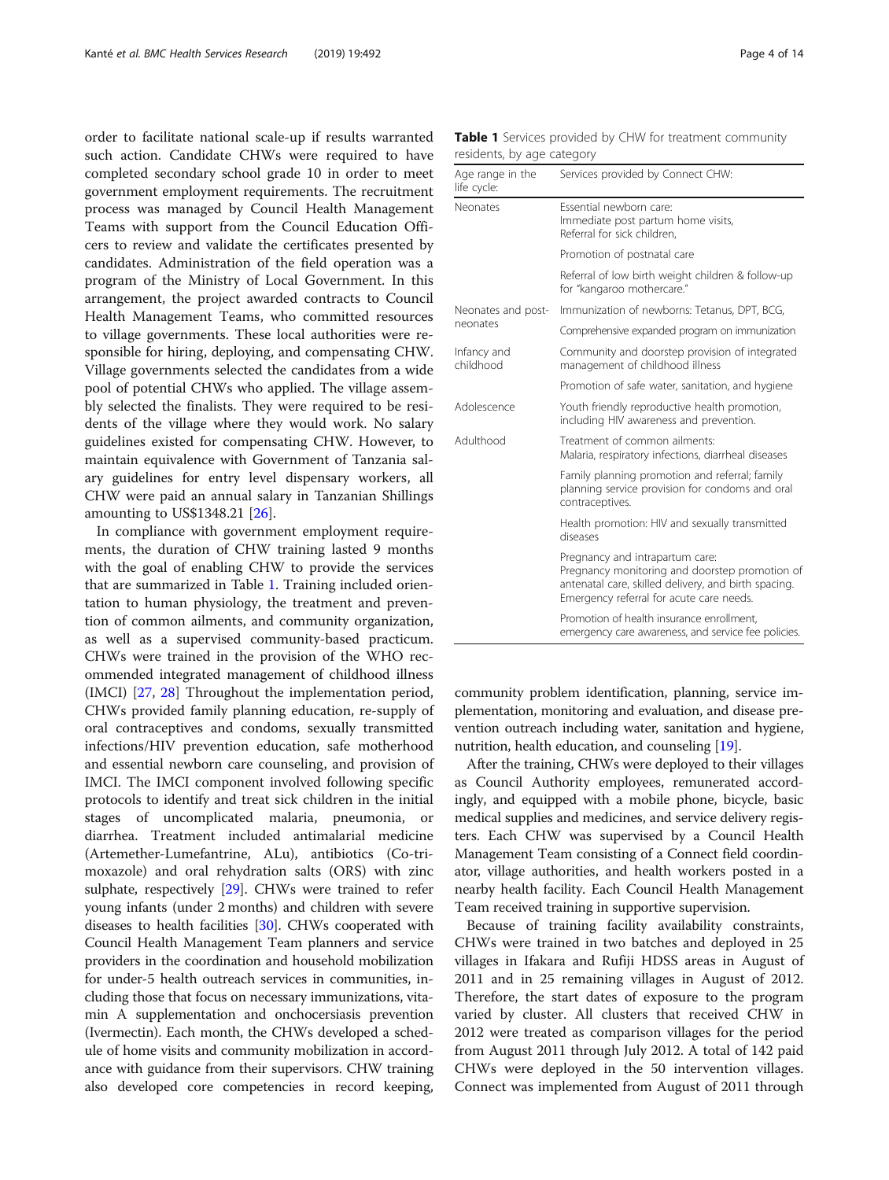order to facilitate national scale-up if results warranted such action. Candidate CHWs were required to have completed secondary school grade 10 in order to meet government employment requirements. The recruitment process was managed by Council Health Management Teams with support from the Council Education Officers to review and validate the certificates presented by candidates. Administration of the field operation was a program of the Ministry of Local Government. In this arrangement, the project awarded contracts to Council Health Management Teams, who committed resources to village governments. These local authorities were responsible for hiring, deploying, and compensating CHW. Village governments selected the candidates from a wide pool of potential CHWs who applied. The village assembly selected the finalists. They were required to be residents of the village where they would work. No salary guidelines existed for compensating CHW. However, to maintain equivalence with Government of Tanzania salary guidelines for entry level dispensary workers, all CHW were paid an annual salary in Tanzanian Shillings amounting to US$1348.21 [26].

In compliance with government employment requirements, the duration of CHW training lasted 9 months with the goal of enabling CHW to provide the services that are summarized in Table 1. Training included orientation to human physiology, the treatment and prevention of common ailments, and community organization, as well as a supervised community-based practicum. CHWs were trained in the provision of the WHO recommended integrated management of childhood illness (IMCI) [27, 28] Throughout the implementation period, CHWs provided family planning education, re-supply of oral contraceptives and condoms, sexually transmitted infections/HIV prevention education, safe motherhood and essential newborn care counseling, and provision of IMCI. The IMCI component involved following specific protocols to identify and treat sick children in the initial stages of uncomplicated malaria, pneumonia, or diarrhea. Treatment included antimalarial medicine (Artemether-Lumefantrine, ALu), antibiotics (Co-trimoxazole) and oral rehydration salts (ORS) with zinc sulphate, respectively [29]. CHWs were trained to refer young infants (under 2 months) and children with severe diseases to health facilities [30]. CHWs cooperated with Council Health Management Team planners and service providers in the coordination and household mobilization for under-5 health outreach services in communities, including those that focus on necessary immunizations, vitamin A supplementation and onchocersiasis prevention (Ivermectin). Each month, the CHWs developed a schedule of home visits and community mobilization in accordance with guidance from their supervisors. CHW training also developed core competencies in record keeping, community problem identification, planning, service implementation, monitoring and evaluation, and disease prevention outreach including water, sanitation and hygiene, nutrition, health education, and counseling [19].

**Table 1** Services provided by CHW for treatment community residents, by age category

| Age range in the life cycle: | Services provided by Connect CHW: |
|---|---|
| Neonates | Essential newborn care: Immediate post partum home visits, Referral for sick children, |
| | Promotion of postnatal care |
| | Referral of low birth weight children & follow-up for "kangaroo mothercare." |
| Neonates and post-neonates | Immunization of newborns: Tetanus, DPT, BCG, |
| | Comprehensive expanded program on immunization |
| Infancy and childhood | Community and doorstep provision of integrated management of childhood illness |
| | Promotion of safe water, sanitation, and hygiene |
| Adolescence | Youth friendly reproductive health promotion, including HIV awareness and prevention. |
| Adulthood | Treatment of common ailments: Malaria, respiratory infections, diarrheal diseases |
| | Family planning promotion and referral; family planning service provision for condoms and oral contraceptives. |
| | Health promotion: HIV and sexually transmitted diseases |
| | Pregnancy and intrapartum care: Pregnancy monitoring and doorstep promotion of antenatal care, skilled delivery, and birth spacing. Emergency referral for acute care needs. |
| | Promotion of health insurance enrollment, emergency care awareness, and service fee policies. |

After the training, CHWs were deployed to their villages as Council Authority employees, remunerated accordingly, and equipped with a mobile phone, bicycle, basic medical supplies and medicines, and service delivery registers. Each CHW was supervised by a Council Health Management Team consisting of a Connect field coordinator, village authorities, and health workers posted in a nearby health facility. Each Council Health Management Team received training in supportive supervision.

Because of training facility availability constraints, CHWs were trained in two batches and deployed in 25 villages in Ifakara and Rufiji HDSS areas in August of 2011 and in 25 remaining villages in August of 2012. Therefore, the start dates of exposure to the program varied by cluster. All clusters that received CHW in 2012 were treated as comparison villages for the period from August 2011 through July 2012. A total of 142 paid CHWs were deployed in the 50 intervention villages. Connect was implemented from August of 2011 through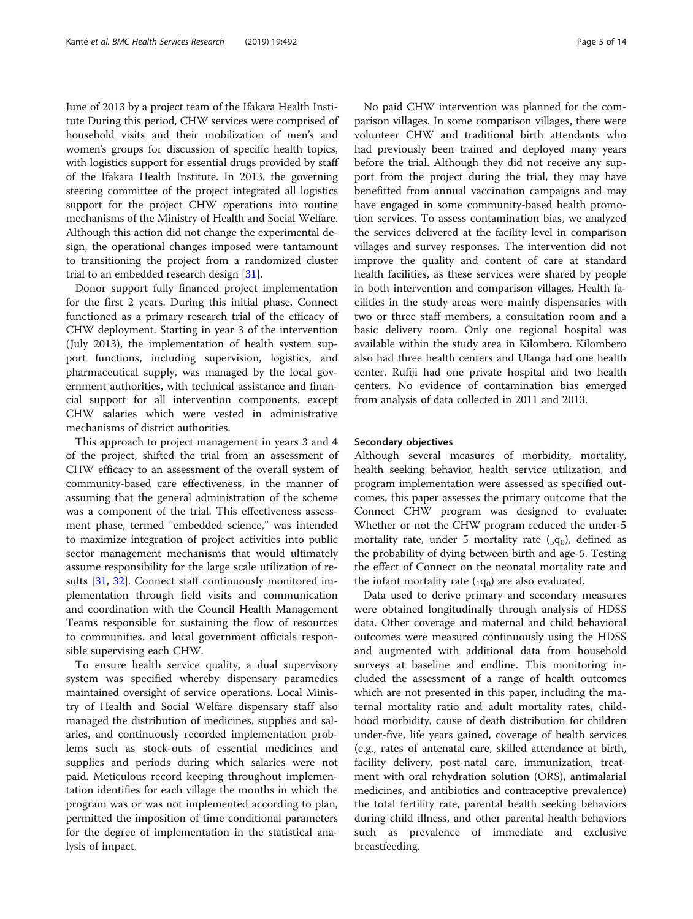June of 2013 by a project team of the Ifakara Health Institute During this period, CHW services were comprised of household visits and their mobilization of men's and women's groups for discussion of specific health topics, with logistics support for essential drugs provided by staff of the Ifakara Health Institute. In 2013, the governing steering committee of the project integrated all logistics support for the project CHW operations into routine mechanisms of the Ministry of Health and Social Welfare. Although this action did not change the experimental design, the operational changes imposed were tantamount to transitioning the project from a randomized cluster trial to an embedded research design [31].

Donor support fully financed project implementation for the first 2 years. During this initial phase, Connect functioned as a primary research trial of the efficacy of CHW deployment. Starting in year 3 of the intervention (July 2013), the implementation of health system support functions, including supervision, logistics, and pharmaceutical supply, was managed by the local government authorities, with technical assistance and financial support for all intervention components, except CHW salaries which were vested in administrative mechanisms of district authorities.

This approach to project management in years 3 and 4 of the project, shifted the trial from an assessment of CHW efficacy to an assessment of the overall system of community-based care effectiveness, in the manner of assuming that the general administration of the scheme was a component of the trial. This effectiveness assessment phase, termed "embedded science," was intended to maximize integration of project activities into public sector management mechanisms that would ultimately assume responsibility for the large scale utilization of results [31, 32]. Connect staff continuously monitored implementation through field visits and communication and coordination with the Council Health Management Teams responsible for sustaining the flow of resources to communities, and local government officials responsible supervising each CHW.

To ensure health service quality, a dual supervisory system was specified whereby dispensary paramedics maintained oversight of service operations. Local Ministry of Health and Social Welfare dispensary staff also managed the distribution of medicines, supplies and salaries, and continuously recorded implementation problems such as stock-outs of essential medicines and supplies and periods during which salaries were not paid. Meticulous record keeping throughout implementation identifies for each village the months in which the program was or was not implemented according to plan, permitted the imposition of time conditional parameters for the degree of implementation in the statistical analysis of impact.

No paid CHW intervention was planned for the comparison villages. In some comparison villages, there were volunteer CHW and traditional birth attendants who had previously been trained and deployed many years before the trial. Although they did not receive any support from the project during the trial, they may have benefitted from annual vaccination campaigns and may have engaged in some community-based health promotion services. To assess contamination bias, we analyzed the services delivered at the facility level in comparison villages and survey responses. The intervention did not improve the quality and content of care at standard health facilities, as these services were shared by people in both intervention and comparison villages. Health facilities in the study areas were mainly dispensaries with two or three staff members, a consultation room and a basic delivery room. Only one regional hospital was available within the study area in Kilombero. Kilombero also had three health centers and Ulanga had one health center. Rufiji had one private hospital and two health centers. No evidence of contamination bias emerged from analysis of data collected in 2011 and 2013.

## Secondary objectives

Although several measures of morbidity, mortality, health seeking behavior, health service utilization, and program implementation were assessed as specified outcomes, this paper assesses the primary outcome that the Connect CHW program was designed to evaluate: Whether or not the CHW program reduced the under-5 mortality rate, under 5 mortality rate (${}_5q_0$), defined as the probability of dying between birth and age-5. Testing the effect of Connect on the neonatal mortality rate and the infant mortality rate (${}_1q_0$) are also evaluated.

Data used to derive primary and secondary measures were obtained longitudinally through analysis of HDSS data. Other coverage and maternal and child behavioral outcomes were measured continuously using the HDSS and augmented with additional data from household surveys at baseline and endline. This monitoring included the assessment of a range of health outcomes which are not presented in this paper, including the maternal mortality ratio and adult mortality rates, childhood morbidity, cause of death distribution for children under-five, life years gained, coverage of health services (e.g., rates of antenatal care, skilled attendance at birth, facility delivery, post-natal care, immunization, treatment with oral rehydration solution (ORS), antimalarial medicines, and antibiotics and contraceptive prevalence) the total fertility rate, parental health seeking behaviors during child illness, and other parental health behaviors such as prevalence of immediate and exclusive breastfeeding.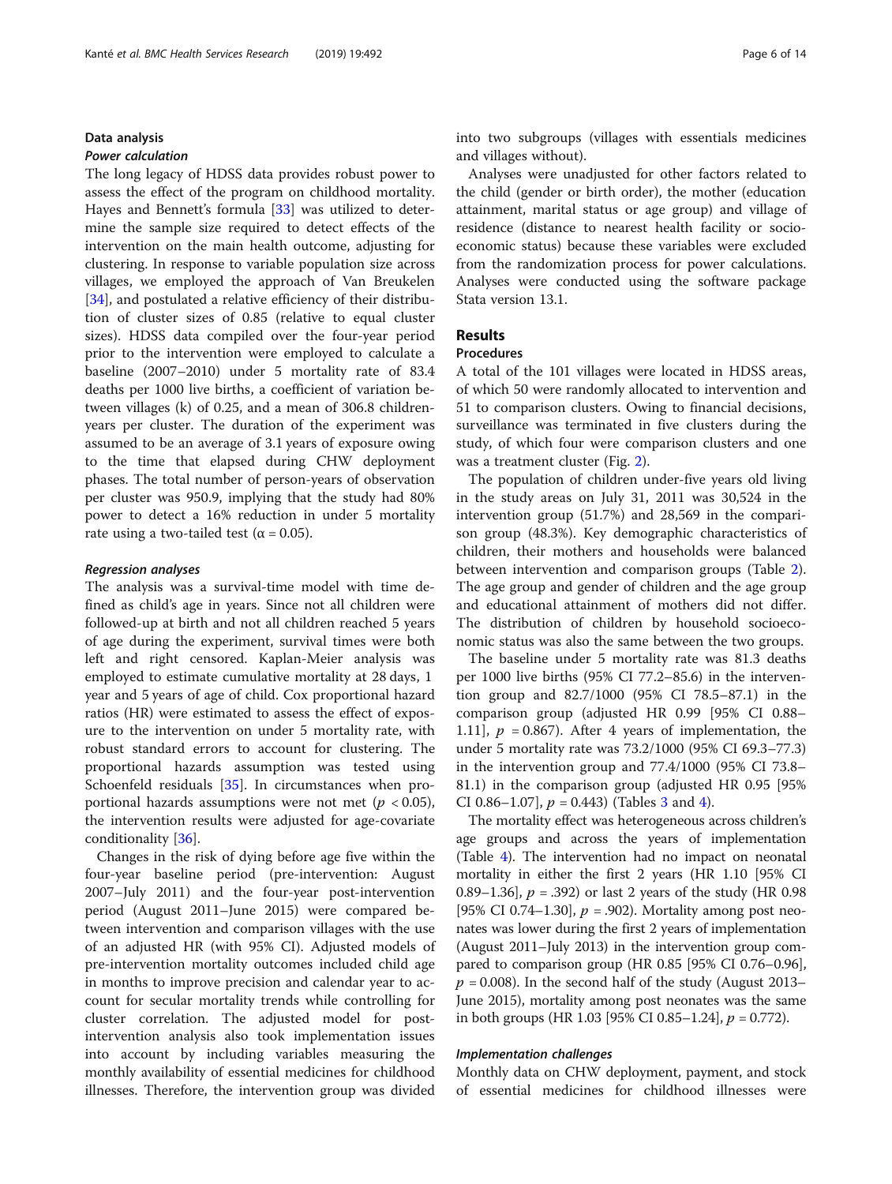## Data analysis

### *Power calculation*

The long legacy of HDSS data provides robust power to assess the effect of the program on childhood mortality. Hayes and Bennett's formula [33] was utilized to determine the sample size required to detect effects of the intervention on the main health outcome, adjusting for clustering. In response to variable population size across villages, we employed the approach of Van Breukelen [34], and postulated a relative efficiency of their distribution of cluster sizes of 0.85 (relative to equal cluster sizes). HDSS data compiled over the four-year period prior to the intervention were employed to calculate a baseline (2007–2010) under 5 mortality rate of 83.4 deaths per 1000 live births, a coefficient of variation between villages (k) of 0.25, and a mean of 306.8 children-years per cluster. The duration of the experiment was assumed to be an average of 3.1 years of exposure owing to the time that elapsed during CHW deployment phases. The total number of person-years of observation per cluster was 950.9, implying that the study had 80% power to detect a 16% reduction in under 5 mortality rate using a two-tailed test ($\alpha = 0.05$).

### *Regression analyses*

The analysis was a survival-time model with time defined as child's age in years. Since not all children were followed-up at birth and not all children reached 5 years of age during the experiment, survival times were both left and right censored. Kaplan-Meier analysis was employed to estimate cumulative mortality at 28 days, 1 year and 5 years of age of child. Cox proportional hazard ratios (HR) were estimated to assess the effect of exposure to the intervention on under 5 mortality rate, with robust standard errors to account for clustering. The proportional hazards assumption was tested using Schoenfeld residuals [35]. In circumstances when proportional hazards assumptions were not met ($p < 0.05$), the intervention results were adjusted for age-covariate conditionality [36].

Changes in the risk of dying before age five within the four-year baseline period (pre-intervention: August 2007–July 2011) and the four-year post-intervention period (August 2011–June 2015) were compared between intervention and comparison villages with the use of an adjusted HR (with 95% CI). Adjusted models of pre-intervention mortality outcomes included child age in months to improve precision and calendar year to account for secular mortality trends while controlling for cluster correlation. The adjusted model for post-intervention analysis also took implementation issues into account by including variables measuring the monthly availability of essential medicines for childhood illnesses. Therefore, the intervention group was divided into two subgroups (villages with essentials medicines and villages without).

Analyses were unadjusted for other factors related to the child (gender or birth order), the mother (education attainment, marital status or age group) and village of residence (distance to nearest health facility or socio-economic status) because these variables were excluded from the randomization process for power calculations. Analyses were conducted using the software package Stata version 13.1.

## Results

### Procedures

A total of the 101 villages were located in HDSS areas, of which 50 were randomly allocated to intervention and 51 to comparison clusters. Owing to financial decisions, surveillance was terminated in five clusters during the study, of which four were comparison clusters and one was a treatment cluster (Fig. 2).

The population of children under-five years old living in the study areas on July 31, 2011 was 30,524 in the intervention group (51.7%) and 28,569 in the comparison group (48.3%). Key demographic characteristics of children, their mothers and households were balanced between intervention and comparison groups (Table 2). The age group and gender of children and the age group and educational attainment of mothers did not differ. The distribution of children by household socioeconomic status was also the same between the two groups.

The baseline under 5 mortality rate was 81.3 deaths per 1000 live births (95% CI 77.2–85.6) in the intervention group and 82.7/1000 (95% CI 78.5–87.1) in the comparison group (adjusted HR 0.99 [95% CI 0.88–1.11], $p = 0.867$). After 4 years of implementation, the under 5 mortality rate was 73.2/1000 (95% CI 69.3–77.3) in the intervention group and 77.4/1000 (95% CI 73.8–81.1) in the comparison group (adjusted HR 0.95 [95% CI 0.86–1.07], $p = 0.443$) (Tables 3 and 4).

The mortality effect was heterogeneous across children's age groups and across the years of implementation (Table 4). The intervention had no impact on neonatal mortality in either the first 2 years (HR 1.10 [95% CI 0.89–1.36], $p = .392$) or last 2 years of the study (HR 0.98 [95% CI 0.74–1.30], $p = .902$). Mortality among post neonates was lower during the first 2 years of implementation (August 2011–July 2013) in the intervention group compared to comparison group (HR 0.85 [95% CI 0.76–0.96], $p = 0.008$). In the second half of the study (August 2013–June 2015), mortality among post neonates was the same in both groups (HR 1.03 [95% CI 0.85–1.24], $p = 0.772$).

### *Implementation challenges*

Monthly data on CHW deployment, payment, and stock of essential medicines for childhood illnesses were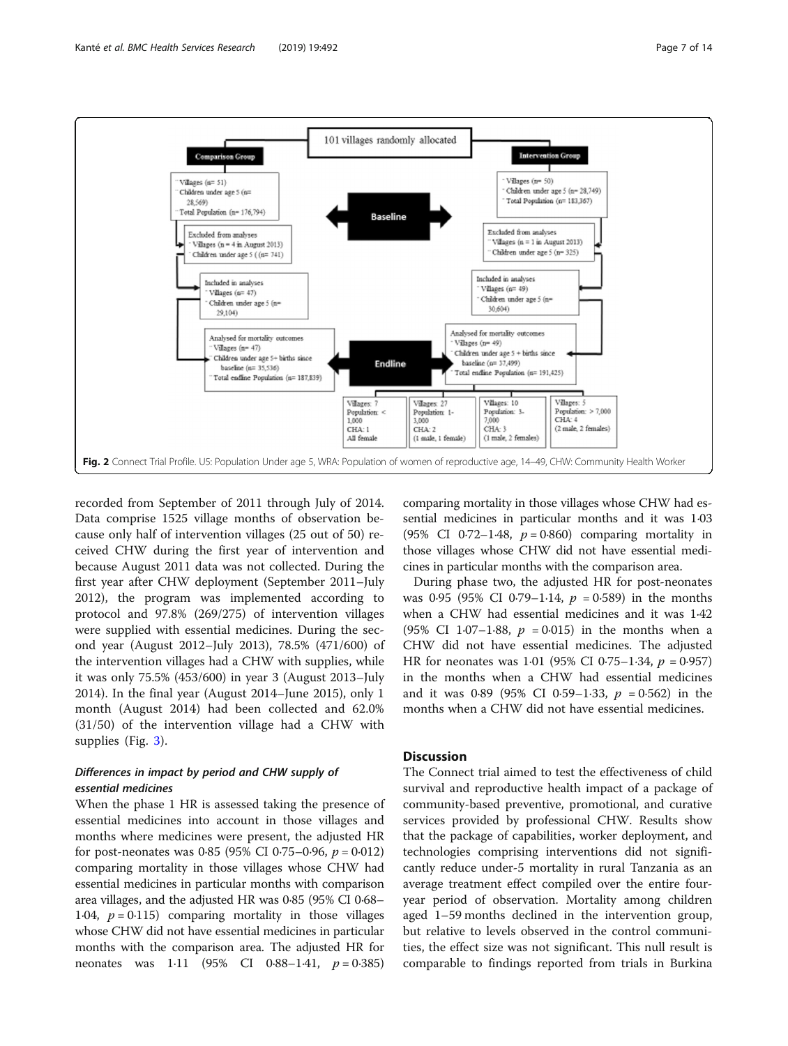Fig. 2 Connect Trial Profile. U5: Population Under age 5, WRA: Population of women of reproductive age, 14–49, CHW: Community Health Worker

recorded from September of 2011 through July of 2014. Data comprise 1525 village months of observation because only half of intervention villages (25 out of 50) received CHW during the first year of intervention and because August 2011 data was not collected. During the first year after CHW deployment (September 2011–July 2012), the program was implemented according to protocol and 97.8% (269/275) of intervention villages were supplied with essential medicines. During the second year (August 2012–July 2013), 78.5% (471/600) of the intervention villages had a CHW with supplies, while it was only 75.5% (453/600) in year 3 (August 2013–July 2014). In the final year (August 2014–June 2015), only 1 month (August 2014) had been collected and 62.0% (31/50) of the intervention village had a CHW with supplies (Fig. 3).

### *Differences in impact by period and CHW supply of essential medicines*

When the phase 1 HR is assessed taking the presence of essential medicines into account in those villages and months where medicines were present, the adjusted HR for post-neonates was 0·85 (95% CI 0·75–0·96, $p = 0{\cdot}012$) comparing mortality in those villages whose CHW had essential medicines in particular months with comparison area villages, and the adjusted HR was 0·85 (95% CI 0·68–1·04, $p = 0{\cdot}115$) comparing mortality in those villages whose CHW did not have essential medicines in particular months with the comparison area. The adjusted HR for neonates was 1·11 (95% CI 0·88–1·41, $p = 0{\cdot}385$) comparing mortality in those villages whose CHW had essential medicines in particular months and it was 1·03 (95% CI 0·72–1·48, $p = 0{\cdot}860$) comparing mortality in those villages whose CHW did not have essential medicines in particular months with the comparison area.

During phase two, the adjusted HR for post-neonates was 0·95 (95% CI 0·79–1·14, $p = 0{\cdot}589$) in the months when a CHW had essential medicines and it was 1·42 (95% CI 1·07–1·88, $p = 0{\cdot}015$) in the months when a CHW did not have essential medicines. The adjusted HR for neonates was 1·01 (95% CI 0·75–1·34, $p = 0{\cdot}957$) in the months when a CHW had essential medicines and it was 0·89 (95% CI 0·59–1·33, $p = 0{\cdot}562$) in the months when a CHW did not have essential medicines.

## Discussion

The Connect trial aimed to test the effectiveness of child survival and reproductive health impact of a package of community-based preventive, promotional, and curative services provided by professional CHW. Results show that the package of capabilities, worker deployment, and technologies comprising interventions did not significantly reduce under-5 mortality in rural Tanzania as an average treatment effect compiled over the entire four-year period of observation. Mortality among children aged 1–59 months declined in the intervention group, but relative to levels observed in the control communities, the effect size was not significant. This null result is comparable to findings reported from trials in Burkina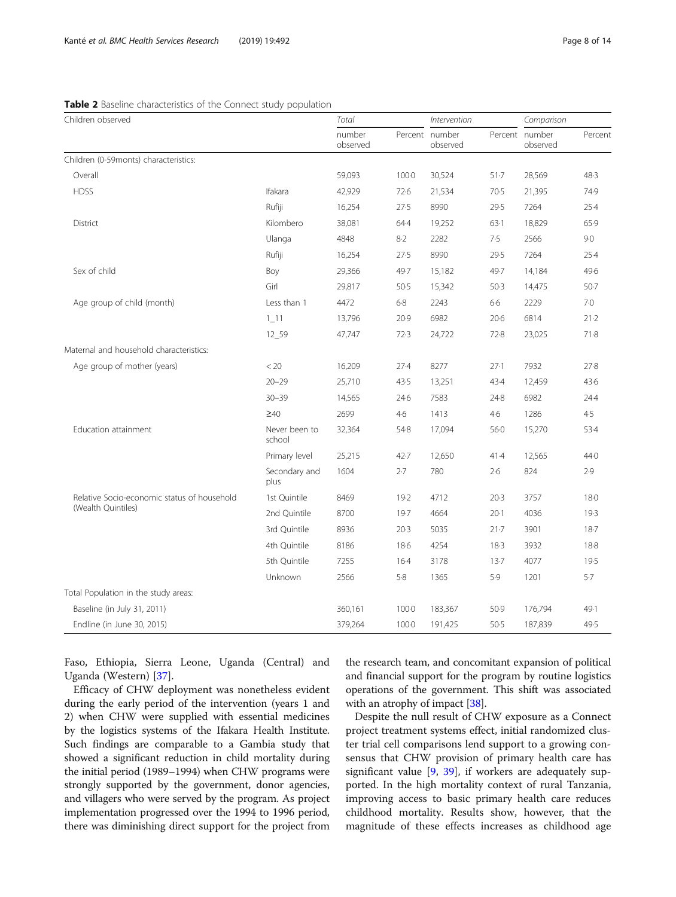**Table 2** Baseline characteristics of the Connect study population

| Children observed | | Total | | Intervention | | Comparison | |
|---|---|---|---|---|---|---|---|
| | | number observed | Percent | number observed | Percent | number observed | Percent |
| Children (0-59monts) characteristics: | | | | | | | |
| Overall | | 59,093 | 100·0 | 30,524 | 51·7 | 28,569 | 48·3 |
| HDSS | Ifakara | 42,929 | 72·6 | 21,534 | 70·5 | 21,395 | 74·9 |
| | Rufiji | 16,254 | 27·5 | 8990 | 29·5 | 7264 | 25·4 |
| District | Kilombero | 38,081 | 64·4 | 19,252 | 63·1 | 18,829 | 65·9 |
| | Ulanga | 4848 | 8·2 | 2282 | 7·5 | 2566 | 9·0 |
| | Rufiji | 16,254 | 27·5 | 8990 | 29·5 | 7264 | 25·4 |
| Sex of child | Boy | 29,366 | 49·7 | 15,182 | 49·7 | 14,184 | 49·6 |
| | Girl | 29,817 | 50·5 | 15,342 | 50·3 | 14,475 | 50·7 |
| Age group of child (month) | Less than 1 | 4472 | 6·8 | 2243 | 6·6 | 2229 | 7·0 |
| | 1_11 | 13,796 | 20·9 | 6982 | 20·6 | 6814 | 21·2 |
| | 12_59 | 47,747 | 72·3 | 24,722 | 72·8 | 23,025 | 71·8 |
| Maternal and household characteristics: | | | | | | | |
| Age group of mother (years) | < 20 | 16,209 | 27·4 | 8277 | 27·1 | 7932 | 27·8 |
| | 20–29 | 25,710 | 43·5 | 13,251 | 43·4 | 12,459 | 43·6 |
| | 30–39 | 14,565 | 24·6 | 7583 | 24·8 | 6982 | 24·4 |
| | ≥40 | 2699 | 4·6 | 1413 | 4·6 | 1286 | 4·5 |
| Education attainment | Never been to school | 32,364 | 54·8 | 17,094 | 56·0 | 15,270 | 53·4 |
| | Primary level | 25,215 | 42·7 | 12,650 | 41·4 | 12,565 | 44·0 |
| | Secondary and plus | 1604 | 2·7 | 780 | 2·6 | 824 | 2·9 |
| Relative Socio-economic status of household (Wealth Quintiles) | 1st Quintile | 8469 | 19·2 | 4712 | 20·3 | 3757 | 18·0 |
| | 2nd Quintile | 8700 | 19·7 | 4664 | 20·1 | 4036 | 19·3 |
| | 3rd Quintile | 8936 | 20·3 | 5035 | 21·7 | 3901 | 18·7 |
| | 4th Quintile | 8186 | 18·6 | 4254 | 18·3 | 3932 | 18·8 |
| | 5th Quintile | 7255 | 16·4 | 3178 | 13·7 | 4077 | 19·5 |
| | Unknown | 2566 | 5·8 | 1365 | 5·9 | 1201 | 5·7 |
| Total Population in the study areas: | | | | | | | |
| Baseline (in July 31, 2011) | | 360,161 | 100·0 | 183,367 | 50·9 | 176,794 | 49·1 |
| Endline (in June 30, 2015) | | 379,264 | 100·0 | 191,425 | 50·5 | 187,839 | 49·5 |

Faso, Ethiopia, Sierra Leone, Uganda (Central) and Uganda (Western) [37].

Efficacy of CHW deployment was nonetheless evident during the early period of the intervention (years 1 and 2) when CHW were supplied with essential medicines by the logistics systems of the Ifakara Health Institute. Such findings are comparable to a Gambia study that showed a significant reduction in child mortality during the initial period (1989–1994) when CHW programs were strongly supported by the government, donor agencies, and villagers who were served by the program. As project implementation progressed over the 1994 to 1996 period, there was diminishing direct support for the project from the research team, and concomitant expansion of political and financial support for the program by routine logistics operations of the government. This shift was associated with an atrophy of impact [38].

Despite the null result of CHW exposure as a Connect project treatment systems effect, initial randomized cluster trial cell comparisons lend support to a growing consensus that CHW provision of primary health care has significant value [9, 39], if workers are adequately supported. In the high mortality context of rural Tanzania, improving access to basic primary health care reduces childhood mortality. Results show, however, that the magnitude of these effects increases as childhood age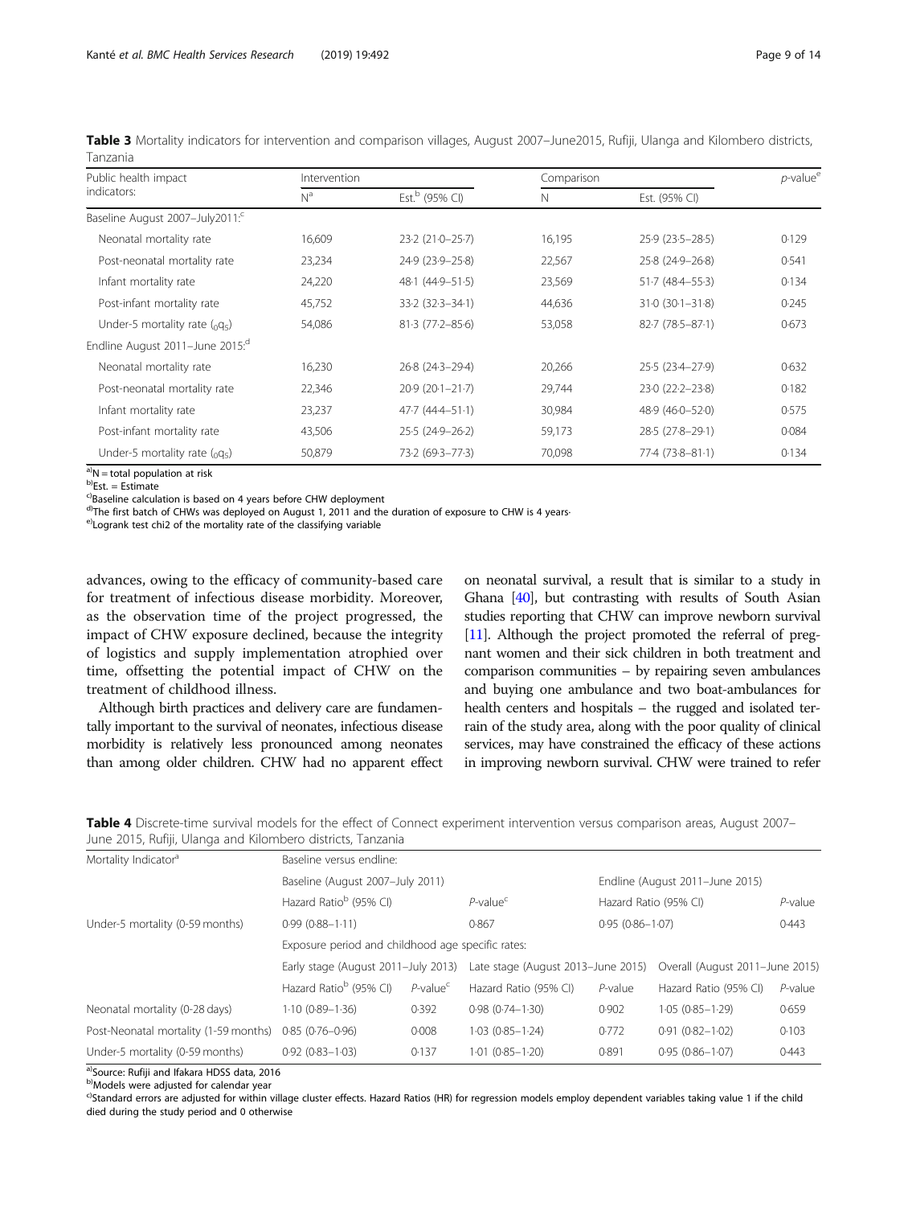**Table 3** Mortality indicators for intervention and comparison villages, August 2007–June2015, Rufiji, Ulanga and Kilombero districts, Tanzania

| Public health impact indicators: | Intervention | | Comparison | | *p*-value[e] |
|---|---|---|---|---|---|
| | N[a] | Est.[b] (95% CI) | N | Est. (95% CI) | |
| Baseline August 2007–July2011:[c] | | | | | |
| Neonatal mortality rate | 16,609 | 23·2 (21·0–25·7) | 16,195 | 25·9 (23·5–28·5) | 0·129 |
| Post-neonatal mortality rate | 23,234 | 24·9 (23·9–25·8) | 22,567 | 25·8 (24·9–26·8) | 0·541 |
| Infant mortality rate | 24,220 | 48·1 (44·9–51·5) | 23,569 | 51·7 (48·4–55·3) | 0·134 |
| Post-infant mortality rate | 45,752 | 33·2 (32·3–34·1) | 44,636 | 31·0 (30·1–31·8) | 0·245 |
| Under-5 mortality rate ($_{0}q_{5}$) | 54,086 | 81·3 (77·2–85·6) | 53,058 | 82·7 (78·5–87·1) | 0·673 |
| Endline August 2011–June 2015:[d] | | | | | |
| Neonatal mortality rate | 16,230 | 26·8 (24·3–29·4) | 20,266 | 25·5 (23·4–27·9) | 0·632 |
| Post-neonatal mortality rate | 22,346 | 20·9 (20·1–21·7) | 29,744 | 23·0 (22·2–23·8) | 0·182 |
| Infant mortality rate | 23,237 | 47·7 (44·4–51·1) | 30,984 | 48·9 (46·0–52·0) | 0·575 |
| Post-infant mortality rate | 43,506 | 25·5 (24·9–26·2) | 59,173 | 28·5 (27·8–29·1) | 0·084 |
| Under-5 mortality rate ($_{0}q_{5}$) | 50,879 | 73·2 (69·3–77·3) | 70,098 | 77·4 (73·8–81·1) | 0·134 |

[a]N = total population at risk
[b]Est. = Estimate
[c]Baseline calculation is based on 4 years before CHW deployment
[d]The first batch of CHWs was deployed on August 1, 2011 and the duration of exposure to CHW is 4 years·
[e]Logrank test chi2 of the mortality rate of the classifying variable

advances, owing to the efficacy of community-based care for treatment of infectious disease morbidity. Moreover, as the observation time of the project progressed, the impact of CHW exposure declined, because the integrity of logistics and supply implementation atrophied over time, offsetting the potential impact of CHW on the treatment of childhood illness.

Although birth practices and delivery care are fundamentally important to the survival of neonates, infectious disease morbidity is relatively less pronounced among neonates than among older children. CHW had no apparent effect on neonatal survival, a result that is similar to a study in Ghana [40], but contrasting with results of South Asian studies reporting that CHW can improve newborn survival [11]. Although the project promoted the referral of pregnant women and their sick children in both treatment and comparison communities – by repairing seven ambulances and buying one ambulance and two boat-ambulances for health centers and hospitals – the rugged and isolated terrain of the study area, along with the poor quality of clinical services, may have constrained the efficacy of these actions in improving newborn survival. CHW were trained to refer

**Table 4** Discrete-time survival models for the effect of Connect experiment intervention versus comparison areas, August 2007–June 2015, Rufiji, Ulanga and Kilombero districts, Tanzania

| Mortality Indicator[a] | Baseline versus endline: | | | | | |
|---|---|---|---|---|---|---|
| | Baseline (August 2007–July 2011) | | | Endline (August 2011–June 2015) | | |
| | Hazard Ratio[b] (95% CI) | | *P*-value[c] | Hazard Ratio (95% CI) | | *P*-value |
| Under-5 mortality (0-59 months) | 0·99 (0·88–1·11) | | 0·867 | 0·95 (0·86–1·07) | | 0·443 |
| | Exposure period and childhood age specific rates: | | | | | |
| | Early stage (August 2011–July 2013) | | Late stage (August 2013–June 2015) | | Overall (August 2011–June 2015) | |
| | Hazard Ratio[b] (95% CI) | *P*-value[c] | Hazard Ratio (95% CI) | *P*-value | Hazard Ratio (95% CI) | *P*-value |
| Neonatal mortality (0-28 days) | 1·10 (0·89–1·36) | 0·392 | 0·98 (0·74–1·30) | 0·902 | 1·05 (0·85–1·29) | 0·659 |
| Post-Neonatal mortality (1-59 months) | 0·85 (0·76–0·96) | 0·008 | 1·03 (0·85–1·24) | 0·772 | 0·91 (0·82–1·02) | 0·103 |
| Under-5 mortality (0-59 months) | 0·92 (0·83–1·03) | 0·137 | 1·01 (0·85–1·20) | 0·891 | 0·95 (0·86–1·07) | 0·443 |

[a]Source: Rufiji and Ifakara HDSS data, 2016
[b]Models were adjusted for calendar year
[c]Standard errors are adjusted for within village cluster effects. Hazard Ratios (HR) for regression models employ dependent variables taking value 1 if the child died during the study period and 0 otherwise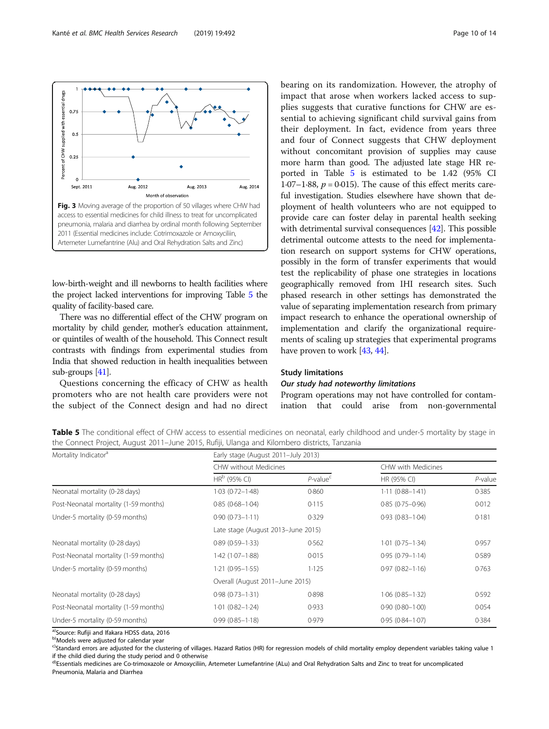Fig. 3 Moving average of the proportion of 50 villages where CHW had access to essential medicines for child illness to treat for uncomplicated pneumonia, malaria and diarrhea by ordinal month following September 2011 (Essential medicines include: Cotrimoxazole or Amoxycillin, Artemeter Lumefantrine (Alu) and Oral Rehydration Salts and Zinc)

low-birth-weight and ill newborns to health facilities where the project lacked interventions for improving Table 5 the quality of facility-based care.

There was no differential effect of the CHW program on mortality by child gender, mother's education attainment, or quintiles of wealth of the household. This Connect result contrasts with findings from experimental studies from India that showed reduction in health inequalities between sub-groups [41].

Questions concerning the efficacy of CHW as health promoters who are not health care providers were not the subject of the Connect design and had no direct bearing on its randomization. However, the atrophy of impact that arose when workers lacked access to supplies suggests that curative functions for CHW are essential to achieving significant child survival gains from their deployment. In fact, evidence from years three and four of Connect suggests that CHW deployment without concomitant provision of supplies may cause more harm than good. The adjusted late stage HR reported in Table 5 is estimated to be 1.42 (95% CI 1·07–1·88, $p = 0·015$). The cause of this effect merits careful investigation. Studies elsewhere have shown that deployment of health volunteers who are not equipped to provide care can foster delay in parental health seeking with detrimental survival consequences [42]. This possible detrimental outcome attests to the need for implementation research on support systems for CHW operations, possibly in the form of transfer experiments that would test the replicability of phase one strategies in locations geographically removed from IHI research sites. Such phased research in other settings has demonstrated the value of separating implementation research from primary impact research to enhance the operational ownership of implementation and clarify the organizational requirements of scaling up strategies that experimental programs have proven to work [43, 44].

## Study limitations

### *Our study had noteworthy limitations*

Program operations may not have controlled for contamination that could arise from non-governmental

**Table 5** The conditional effect of CHW access to essential medicines on neonatal, early childhood and under-5 mortality by stage in the Connect Project, August 2011–June 2015, Rufiji, Ulanga and Kilombero districts, Tanzania

| Mortality Indicator[a] | Early stage (August 2011–July 2013) | | | |
|---|---|---|---|---|
| | CHW without Medicines | | CHW with Medicines | |
| | HR[b] (95% CI) | *P*-value[c] | HR (95% CI) | *P*-value |
| Neonatal mortality (0-28 days) | 1·03 (0·72–1·48) | 0·860 | 1·11 (0·88–1·41) | 0·385 |
| Post-Neonatal mortality (1-59 months) | 0·85 (0·68–1·04) | 0·115 | 0·85 (0·75–0·96) | 0·012 |
| Under-5 mortality (0-59 months) | 0·90 (0·73–1·11) | 0·329 | 0·93 (0·83–1·04) | 0·181 |
| | Late stage (August 2013–June 2015) | | | |
| Neonatal mortality (0-28 days) | 0·89 (0·59–1·33) | 0·562 | 1·01 (0·75–1·34) | 0·957 |
| Post-Neonatal mortality (1-59 months) | 1·42 (1·07–1·88) | 0·015 | 0·95 (0·79–1·14) | 0·589 |
| Under-5 mortality (0-59 months) | 1·21 (0·95–1·55) | 1·125 | 0·97 (0·82–1·16) | 0·763 |
| | Overall (August 2011–June 2015) | | | |
| Neonatal mortality (0-28 days) | 0·98 (0·73–1·31) | 0·898 | 1·06 (0·85–1·32) | 0·592 |
| Post-Neonatal mortality (1-59 months) | 1·01 (0·82–1·24) | 0·933 | 0·90 (0·80–1·00) | 0·054 |
| Under-5 mortality (0-59 months) | 0·99 (0·85–1·18) | 0·979 | 0·95 (0·84–1·07) | 0·384 |

[a]Source: Rufiji and Ifakara HDSS data, 2016
[b]Models were adjusted for calendar year
[c]Standard errors are adjusted for the clustering of villages. Hazard Ratios (HR) for regression models of child mortality employ dependent variables taking value 1 if the child died during the study period and 0 otherwise
[d]Essentials medicines are Co-trimoxazole or Amoxyciliin, Artemeter Lumefantrine (ALu) and Oral Rehydration Salts and Zinc to treat for uncomplicated Pneumonia, Malaria and Diarrhea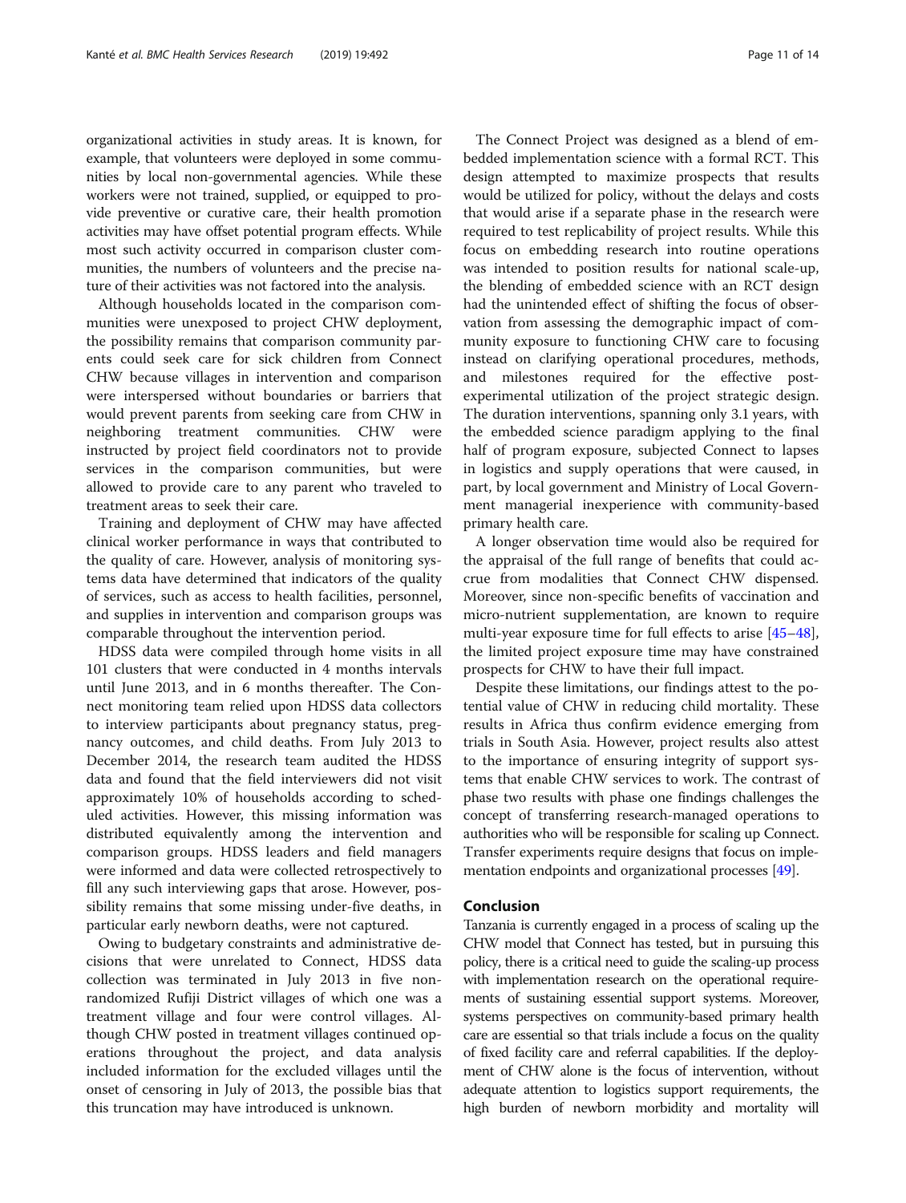organizational activities in study areas. It is known, for example, that volunteers were deployed in some communities by local non-governmental agencies. While these workers were not trained, supplied, or equipped to provide preventive or curative care, their health promotion activities may have offset potential program effects. While most such activity occurred in comparison cluster communities, the numbers of volunteers and the precise nature of their activities was not factored into the analysis.

Although households located in the comparison communities were unexposed to project CHW deployment, the possibility remains that comparison community parents could seek care for sick children from Connect CHW because villages in intervention and comparison were interspersed without boundaries or barriers that would prevent parents from seeking care from CHW in neighboring treatment communities. CHW were instructed by project field coordinators not to provide services in the comparison communities, but were allowed to provide care to any parent who traveled to treatment areas to seek their care.

Training and deployment of CHW may have affected clinical worker performance in ways that contributed to the quality of care. However, analysis of monitoring systems data have determined that indicators of the quality of services, such as access to health facilities, personnel, and supplies in intervention and comparison groups was comparable throughout the intervention period.

HDSS data were compiled through home visits in all 101 clusters that were conducted in 4 months intervals until June 2013, and in 6 months thereafter. The Connect monitoring team relied upon HDSS data collectors to interview participants about pregnancy status, pregnancy outcomes, and child deaths. From July 2013 to December 2014, the research team audited the HDSS data and found that the field interviewers did not visit approximately 10% of households according to scheduled activities. However, this missing information was distributed equivalently among the intervention and comparison groups. HDSS leaders and field managers were informed and data were collected retrospectively to fill any such interviewing gaps that arose. However, possibility remains that some missing under-five deaths, in particular early newborn deaths, were not captured.

Owing to budgetary constraints and administrative decisions that were unrelated to Connect, HDSS data collection was terminated in July 2013 in five non-randomized Rufiji District villages of which one was a treatment village and four were control villages. Although CHW posted in treatment villages continued operations throughout the project, and data analysis included information for the excluded villages until the onset of censoring in July of 2013, the possible bias that this truncation may have introduced is unknown.

The Connect Project was designed as a blend of embedded implementation science with a formal RCT. This design attempted to maximize prospects that results would be utilized for policy, without the delays and costs that would arise if a separate phase in the research were required to test replicability of project results. While this focus on embedding research into routine operations was intended to position results for national scale-up, the blending of embedded science with an RCT design had the unintended effect of shifting the focus of observation from assessing the demographic impact of community exposure to functioning CHW care to focusing instead on clarifying operational procedures, methods, and milestones required for the effective post-experimental utilization of the project strategic design. The duration interventions, spanning only 3.1 years, with the embedded science paradigm applying to the final half of program exposure, subjected Connect to lapses in logistics and supply operations that were caused, in part, by local government and Ministry of Local Government managerial inexperience with community-based primary health care.

A longer observation time would also be required for the appraisal of the full range of benefits that could accrue from modalities that Connect CHW dispensed. Moreover, since non-specific benefits of vaccination and micro-nutrient supplementation, are known to require multi-year exposure time for full effects to arise [45–48], the limited project exposure time may have constrained prospects for CHW to have their full impact.

Despite these limitations, our findings attest to the potential value of CHW in reducing child mortality. These results in Africa thus confirm evidence emerging from trials in South Asia. However, project results also attest to the importance of ensuring integrity of support systems that enable CHW services to work. The contrast of phase two results with phase one findings challenges the concept of transferring research-managed operations to authorities who will be responsible for scaling up Connect. Transfer experiments require designs that focus on implementation endpoints and organizational processes [49].

## Conclusion

Tanzania is currently engaged in a process of scaling up the CHW model that Connect has tested, but in pursuing this policy, there is a critical need to guide the scaling-up process with implementation research on the operational requirements of sustaining essential support systems. Moreover, systems perspectives on community-based primary health care are essential so that trials include a focus on the quality of fixed facility care and referral capabilities. If the deployment of CHW alone is the focus of intervention, without adequate attention to logistics support requirements, the high burden of newborn morbidity and mortality will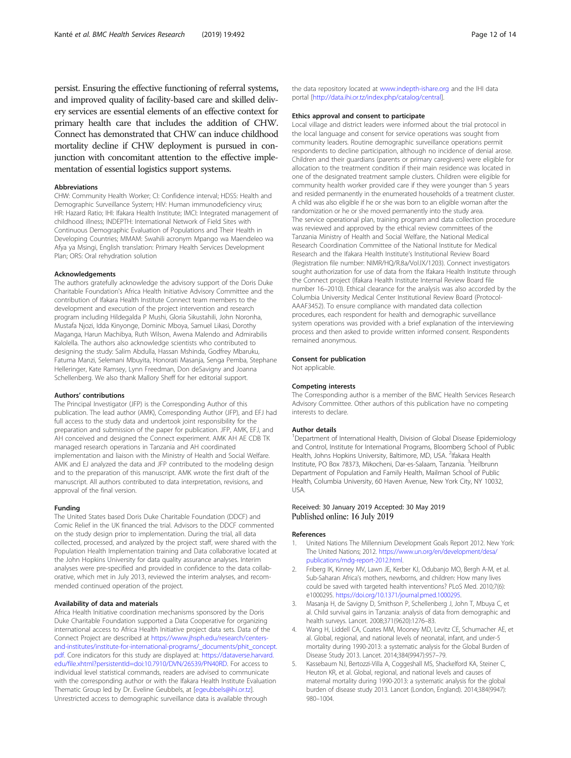persist. Ensuring the effective functioning of referral systems, and improved quality of facility-based care and skilled delivery services are essential elements of an effective context for primary health care that includes the addition of CHW. Connect has demonstrated that CHW can induce childhood mortality decline if CHW deployment is pursued in conjunction with concomitant attention to the effective implementation of essential logistics support systems.

### Abbreviations

CHW: Community Health Worker; CI: Confidence interval; HDSS: Health and Demographic Surveillance System; HIV: Human immunodeficiency virus; HR: Hazard Ratio; IHI: Ifakara Health Institute; IMCI: Integrated management of childhood illness; INDEPTH: International Network of Field Sites with Continuous Demographic Evaluation of Populations and Their Health in Developing Countries; MMAM: Swahili acronym Mpango wa Maendeleo wa Afya ya Msingi, English translation: Primary Health Services Development Plan; ORS: Oral rehydration solution

### Acknowledgements

The authors gratefully acknowledge the advisory support of the Doris Duke Charitable Foundation's Africa Health Initiative Advisory Committee and the contribution of Ifakara Health Institute Connect team members to the development and execution of the project intervention and research program including Hildegalda P Mushi, Gloria Sikustahili, John Noronha, Mustafa Njozi, Idda Kinyonge, Dominic Mboya, Samuel Likasi, Dorothy Maganga, Harun Machibya, Ruth Wilson, Awena Malendo and Admirabilis Kalolella. The authors also acknowledge scientists who contributed to designing the study: Salim Abdulla, Hassan Mshinda, Godfrey Mbaruku, Fatuma Manzi, Selemani Mbuyita, Honorati Masanja, Senga Pemba, Stephane Helleringer, Kate Ramsey, Lynn Freedman, Don deSavigny and Joanna Schellenberg. We also thank Mallory Sheff for her editorial support.

### Authors' contributions

The Principal Investigator (JFP) is the Corresponding Author of this publication. The lead author (AMK), Corresponding Author (JFP), and EFJ had full access to the study data and undertook joint responsibility for the preparation and submission of the paper for publication. JFP, AMK, EFJ, and AH conceived and designed the Connect experiment. AMK AH AE CDB TK managed research operations in Tanzania and AH coordinated implementation and liaison with the Ministry of Health and Social Welfare. AMK and EJ analyzed the data and JFP contributed to the modeling design and to the preparation of this manuscript. AMK wrote the first draft of the manuscript. All authors contributed to data interpretation, revisions, and approval of the final version.

### Funding

The United States based Doris Duke Charitable Foundation (DDCF) and Comic Relief in the UK financed the trial. Advisors to the DDCF commented on the study design prior to implementation. During the trial, all data collected, processed, and analyzed by the project staff, were shared with the Population Health Implementation training and Data collaborative located at the John Hopkins University for data quality assurance analyses. Interim analyses were pre-specified and provided in confidence to the data collaborative, which met in July 2013, reviewed the interim analyses, and recommended continued operation of the project.

### Availability of data and materials

Africa Health Initiative coordination mechanisms sponsored by the Doris Duke Charitable Foundation supported a Data Cooperative for organizing international access to Africa Health Initiative project data sets. Data of the Connect Project are described at https://www.jhsph.edu/research/centers-and-institutes/institute-for-international-programs/_documents/phit_concept.pdf. Core indicators for this study are displayed at: https://dataverse.harvard.edu/file.xhtml?persistentId=doi:10.7910/DVN/26539/PN40RD. For access to individual level statistical commands, readers are advised to communicate with the corresponding author or with the Ifakara Health Institute Evaluation Thematic Group led by Dr. Eveline Geubbels, at [egeubbels@ihi.or.tz]. Unrestricted access to demographic surveillance data is available through the data repository located at www.indepth-ishare.org and the IHI data portal [http://data.ihi.or.tz/index.php/catalog/central].

### Ethics approval and consent to participate

Local village and district leaders were informed about the trial protocol in the local language and consent for service operations was sought from community leaders. Routine demographic surveillance operations permit respondents to decline participation, although no incidence of denial arose. Children and their guardians (parents or primary caregivers) were eligible for allocation to the treatment condition if their main residence was located in one of the designated treatment sample clusters. Children were eligible for community health worker provided care if they were younger than 5 years and resided permanently in the enumerated households of a treatment cluster. A child was also eligible if he or she was born to an eligible woman after the randomization or he or she moved permanently into the study area.
The service operational plan, training program and data collection procedure was reviewed and approved by the ethical review committees of the Tanzania Ministry of Health and Social Welfare, the National Medical Research Coordination Committee of the National Institute for Medical Research and the Ifakara Health Institute's Institutional Review Board (Registration file number: NIMR/HQ/R.8a/Vol.IX/1203). Connect investigators sought authorization for use of data from the Ifakara Health Institute through the Connect project (Ifakara Health Institute Internal Review Board file number 16–2010). Ethical clearance for the analysis was also accorded by the Columbia University Medical Center Institutional Review Board (Protocol-AAAF3452). To ensure compliance with mandated data collection procedures, each respondent for health and demographic surveillance system operations was provided with a brief explanation of the interviewing process and then asked to provide written informed consent. Respondents remained anonymous.

### Consent for publication

Not applicable.

### Competing interests

The Corresponding author is a member of the BMC Health Services Research Advisory Committee. Other authors of this publication have no competing interests to declare.

### Author details

[1]Department of International Health, Division of Global Disease Epidemiology and Control, Institute for International Programs, Bloomberg School of Public Health, Johns Hopkins University, Baltimore, MD, USA. [2]Ifakara Health Institute, PO Box 78373, Mikocheni, Dar-es-Salaam, Tanzania. [3]Heilbrunn Department of Population and Family Health, Mailman School of Public Health, Columbia University, 60 Haven Avenue, New York City, NY 10032, USA.

Received: 30 January 2019 Accepted: 30 May 2019
Published online: 16 July 2019

### References

1. United Nations The Millennium Development Goals Report 2012. New York: The United Nations; 2012. https://www.un.org/en/development/desa/publications/mdg-report-2012.html.
2. Friberg IK, Kinney MV, Lawn JE, Kerber KJ, Odubanjo MO, Bergh A-M, et al. Sub-Saharan Africa's mothers, newborns, and children: How many lives could be saved with targeted health interventions? PLoS Med. 2010;7(6): e1000295. https://doi.org/10.1371/journal.pmed.1000295.
3. Masanja H, de Savigny D, Smithson P, Schellenberg J, John T, Mbuya C, et al. Child survival gains in Tanzania: analysis of data from demographic and health surveys. Lancet. 2008;371(9620):1276–83.
4. Wang H, Liddell CA, Coates MM, Mooney MD, Levitz CE, Schumacher AE, et al. Global, regional, and national levels of neonatal, infant, and under-5 mortality during 1990-2013: a systematic analysis for the Global Burden of Disease Study 2013. Lancet. 2014;384(9947):957–79.
5. Kassebaum NJ, Bertozzi-Villa A, Coggeshall MS, Shackelford KA, Steiner C, Heuton KR, et al. Global, regional, and national levels and causes of maternal mortality during 1990-2013: a systematic analysis for the global burden of disease study 2013. Lancet (London, England). 2014;384(9947): 980–1004.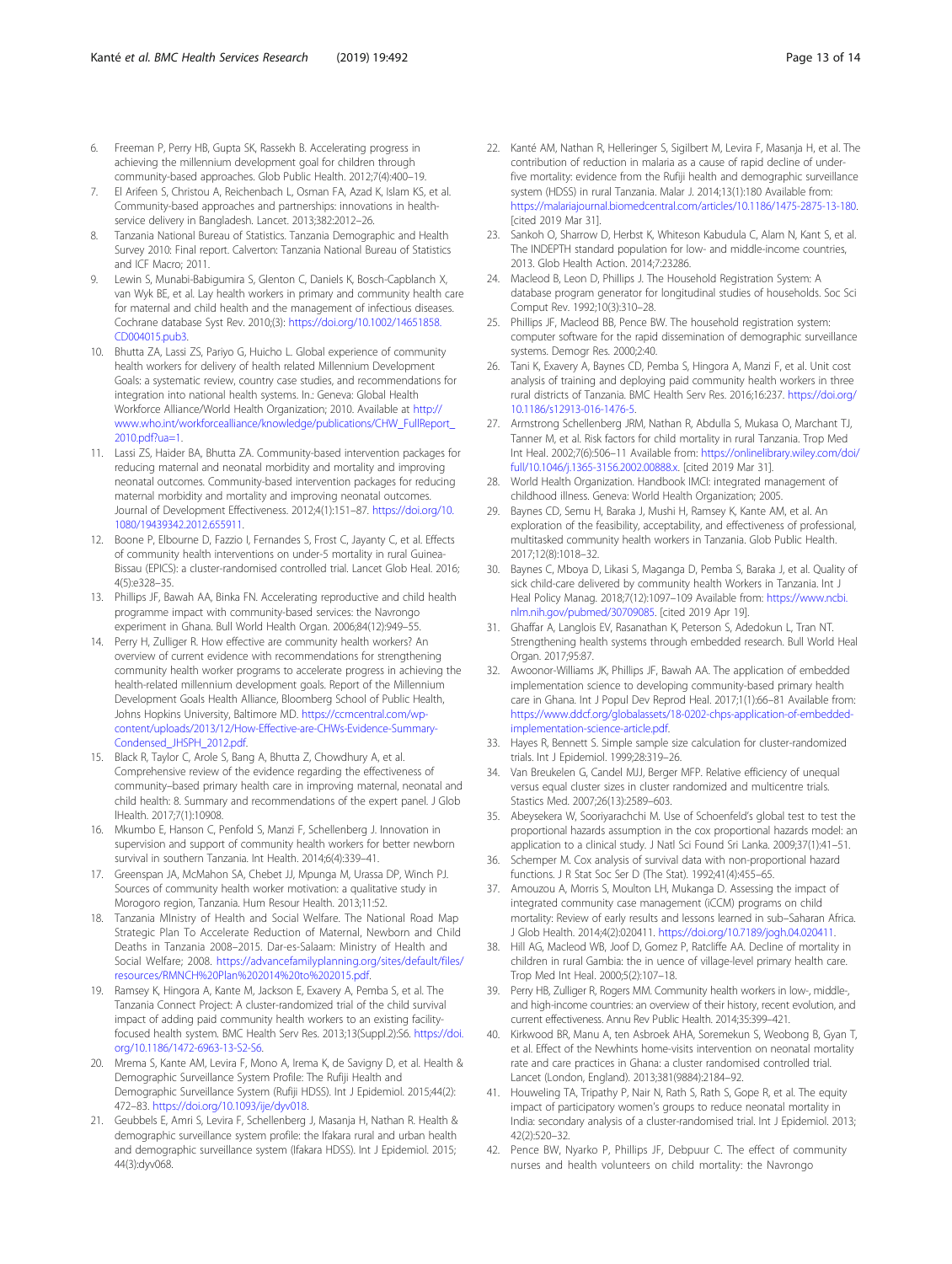6. Freeman P, Perry HB, Gupta SK, Rassekh B. Accelerating progress in achieving the millennium development goal for children through community-based approaches. Glob Public Health. 2012;7(4):400–19.
7. El Arifeen S, Christou A, Reichenbach L, Osman FA, Azad K, Islam KS, et al. Community-based approaches and partnerships: innovations in health-service delivery in Bangladesh. Lancet. 2013;382:2012–26.
8. Tanzania National Bureau of Statistics. Tanzania Demographic and Health Survey 2010: Final report. Calverton: Tanzania National Bureau of Statistics and ICF Macro; 2011.
9. Lewin S, Munabi-Babigumira S, Glenton C, Daniels K, Bosch-Capblanch X, van Wyk BE, et al. Lay health workers in primary and community health care for maternal and child health and the management of infectious diseases. Cochrane database Syst Rev. 2010;(3): https://doi.org/10.1002/14651858.CD004015.pub3.
10. Bhutta ZA, Lassi ZS, Pariyo G, Huicho L. Global experience of community health workers for delivery of health related Millennium Development Goals: a systematic review, country case studies, and recommendations for integration into national health systems. In.: Geneva: Global Health Workforce Alliance/World Health Organization; 2010. Available at http://www.who.int/workforcealliance/knowledge/publications/CHW_FullReport_2010.pdf?ua=1.
11. Lassi ZS, Haider BA, Bhutta ZA. Community-based intervention packages for reducing maternal and neonatal morbidity and mortality and improving neonatal outcomes. Community-based intervention packages for reducing maternal morbidity and mortality and improving neonatal outcomes. Journal of Development Effectiveness. 2012;4(1):151–87. https://doi.org/10.1080/19439342.2012.655911.
12. Boone P, Elbourne D, Fazzio I, Fernandes S, Frost C, Jayanty C, et al. Effects of community health interventions on under-5 mortality in rural Guinea-Bissau (EPICS): a cluster-randomised controlled trial. Lancet Glob Heal. 2016;4(5):e328–35.
13. Phillips JF, Bawah AA, Binka FN. Accelerating reproductive and child health programme impact with community-based services: the Navrongo experiment in Ghana. Bull World Health Organ. 2006;84(12):949–55.
14. Perry H, Zulliger R. How effective are community health workers? An overview of current evidence with recommendations for strengthening community health worker programs to accelerate progress in achieving the health-related millennium development goals. Report of the Millennium Development Goals Health Alliance, Bloomberg School of Public Health, Johns Hopkins University, Baltimore MD. https://ccmcentral.com/wp-content/uploads/2013/12/How-Effective-are-CHWs-Evidence-Summary-Condensed_JHSPH_2012.pdf.
15. Black R, Taylor C, Arole S, Bang A, Bhutta Z, Chowdhury A, et al. Comprehensive review of the evidence regarding the effectiveness of community–based primary health care in improving maternal, neonatal and child health: 8. Summary and recommendations of the expert panel. J Glob lHealth. 2017;7(1):10908.
16. Mkumbo E, Hanson C, Penfold S, Manzi F, Schellenberg J. Innovation in supervision and support of community health workers for better newborn survival in southern Tanzania. Int Health. 2014;6(4):339–41.
17. Greenspan JA, McMahon SA, Chebet JJ, Mpunga M, Urassa DP, Winch PJ. Sources of community health worker motivation: a qualitative study in Morogoro region, Tanzania. Hum Resour Health. 2013;11:52.
18. Tanzania MInistry of Health and Social Welfare. The National Road Map Strategic Plan To Accelerate Reduction of Maternal, Newborn and Child Deaths in Tanzania 2008–2015. Dar-es-Salaam: Ministry of Health and Social Welfare; 2008. https://advancefamilyplanning.org/sites/default/files/resources/RMNCH%20Plan%202014%20to%202015.pdf.
19. Ramsey K, Hingora A, Kante M, Jackson E, Exavery A, Pemba S, et al. The Tanzania Connect Project: A cluster-randomized trial of the child survival impact of adding paid community health workers to an existing facility-focused health system. BMC Health Serv Res. 2013;13(Suppl.2):S6. https://doi.org/10.1186/1472-6963-13-S2-S6.
20. Mrema S, Kante AM, Levira F, Mono A, Irema K, de Savigny D, et al. Health & Demographic Surveillance System Profile: The Rufiji Health and Demographic Surveillance System (Rufiji HDSS). Int J Epidemiol. 2015;44(2):472–83. https://doi.org/10.1093/ije/dyv018.
21. Geubbels E, Amri S, Levira F, Schellenberg J, Masanja H, Nathan R. Health & demographic surveillance system profile: the Ifakara rural and urban health and demographic surveillance system (Ifakara HDSS). Int J Epidemiol. 2015;44(3):dyv068.
22. Kanté AM, Nathan R, Helleringer S, Sigilbert M, Levira F, Masanja H, et al. The contribution of reduction in malaria as a cause of rapid decline of under-five mortality: evidence from the Rufiji health and demographic surveillance system (HDSS) in rural Tanzania. Malar J. 2014;13(1):180 Available from: https://malariajournal.biomedcentral.com/articles/10.1186/1475-2875-13-180. [cited 2019 Mar 31].
23. Sankoh O, Sharrow D, Herbst K, Whiteson Kabudula C, Alam N, Kant S, et al. The INDEPTH standard population for low- and middle-income countries, 2013. Glob Health Action. 2014;7:23286.
24. Macleod B, Leon D, Phillips J. The Household Registration System: A database program generator for longitudinal studies of households. Soc Sci Comput Rev. 1992;10(3):310–28.
25. Phillips JF, Macleod BB, Pence BW. The household registration system: computer software for the rapid dissemination of demographic surveillance systems. Demogr Res. 2000;2:40.
26. Tani K, Exavery A, Baynes CD, Pemba S, Hingora A, Manzi F, et al. Unit cost analysis of training and deploying paid community health workers in three rural districts of Tanzania. BMC Health Serv Res. 2016;16:237. https://doi.org/10.1186/s12913-016-1476-5.
27. Armstrong Schellenberg JRM, Nathan R, Abdulla S, Mukasa O, Marchant TJ, Tanner M, et al. Risk factors for child mortality in rural Tanzania. Trop Med Int Heal. 2002;7(6):506–11 Available from: https://onlinelibrary.wiley.com/doi/full/10.1046/j.1365-3156.2002.00888.x. [cited 2019 Mar 31].
28. World Health Organization. Handbook IMCI: integrated management of childhood illness. Geneva: World Health Organization; 2005.
29. Baynes CD, Semu H, Baraka J, Mushi H, Ramsey K, Kante AM, et al. An exploration of the feasibility, acceptability, and effectiveness of professional, multitasked community health workers in Tanzania. Glob Public Health. 2017;12(8):1018–32.
30. Baynes C, Mboya D, Likasi S, Maganga D, Pemba S, Baraka J, et al. Quality of sick child-care delivered by community health Workers in Tanzania. Int J Heal Policy Manag. 2018;7(12):1097–109 Available from: https://www.ncbi.nlm.nih.gov/pubmed/30709085. [cited 2019 Apr 19].
31. Ghaffar A, Langlois EV, Rasanathan K, Peterson S, Adedokun L, Tran NT. Strengthening health systems through embedded research. Bull World Heal Organ. 2017;95:87.
32. Awoonor-Williams JK, Phillips JF, Bawah AA. The application of embedded implementation science to developing community-based primary health care in Ghana. Int J Popul Dev Reprod Heal. 2017;1(1):66–81 Available from: https://www.ddcf.org/globalassets/18-0202-chps-application-of-embedded-implementation-science-article.pdf.
33. Hayes R, Bennett S. Simple sample size calculation for cluster-randomized trials. Int J Epidemiol. 1999;28:319–26.
34. Van Breukelen G, Candel MJJ, Berger MFP. Relative efficiency of unequal versus equal cluster sizes in cluster randomized and multicentre trials. Stastics Med. 2007;26(13):2589–603.
35. Abeysekera W, Sooriyarachchi M. Use of Schoenfeld's global test to test the proportional hazards assumption in the cox proportional hazards model: an application to a clinical study. J Natl Sci Found Sri Lanka. 2009;37(1):41–51.
36. Schemper M. Cox analysis of survival data with non-proportional hazard functions. J R Stat Soc Ser D (The Stat). 1992;41(4):455–65.
37. Amouzou A, Morris S, Moulton LH, Mukanga D. Assessing the impact of integrated community case management (iCCM) programs on child mortality: Review of early results and lessons learned in sub–Saharan Africa. J Glob Health. 2014;4(2):020411. https://doi.org/10.7189/jogh.04.020411.
38. Hill AG, Macleod WB, Joof D, Gomez P, Ratcliffe AA. Decline of mortality in children in rural Gambia: the in uence of village-level primary health care. Trop Med Int Heal. 2000;5(2):107–18.
39. Perry HB, Zulliger R, Rogers MM. Community health workers in low-, middle-, and high-income countries: an overview of their history, recent evolution, and current effectiveness. Annu Rev Public Health. 2014;35:399–421.
40. Kirkwood BR, Manu A, ten Asbroek AHA, Soremekun S, Weobong B, Gyan T, et al. Effect of the Newhints home-visits intervention on neonatal mortality rate and care practices in Ghana: a cluster randomised controlled trial. Lancet (London, England). 2013;381(9884):2184–92.
41. Houweling TA, Tripathy P, Nair N, Rath S, Rath S, Gope R, et al. The equity impact of participatory women's groups to reduce neonatal mortality in India: secondary analysis of a cluster-randomised trial. Int J Epidemiol. 2013;42(2):520–32.
42. Pence BW, Nyarko P, Phillips JF, Debpuur C. The effect of community nurses and health volunteers on child mortality: the Navrongo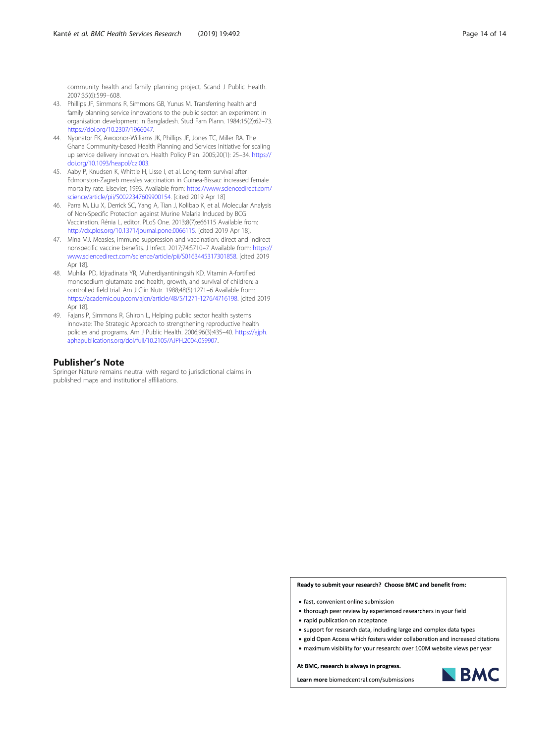community health and family planning project. Scand J Public Health. 2007;35(6):599–608.

43. Phillips JF, Simmons R, Simmons GB, Yunus M. Transferring health and family planning service innovations to the public sector: an experiment in organisation development in Bangladesh. Stud Fam Plann. 1984;15(2):62–73. https://doi.org/10.2307/1966047.
44. Nyonator FK, Awoonor-Williams JK, Phillips JF, Jones TC, Miller RA. The Ghana Community-based Health Planning and Services Initiative for scaling up service delivery innovation. Health Policy Plan. 2005;20(1): 25–34. https://doi.org/10.1093/heapol/czi003.
45. Aaby P, Knudsen K, Whittle H, Lisse I, et al. Long-term survival after Edmonston-Zagreb measles vaccination in Guinea-Bissau: increased female mortality rate. Elsevier; 1993. Available from: https://www.sciencedirect.com/science/article/pii/S0022347609900154. [cited 2019 Apr 18]
46. Parra M, Liu X, Derrick SC, Yang A, Tian J, Kolibab K, et al. Molecular Analysis of Non-Specific Protection against Murine Malaria Induced by BCG Vaccination. Rénia L, editor. PLoS One. 2013;8(7):e66115 Available from: http://dx.plos.org/10.1371/journal.pone.0066115. [cited 2019 Apr 18].
47. Mina MJ. Measles, immune suppression and vaccination: direct and indirect nonspecific vaccine benefits. J Infect. 2017;74:S710–7 Available from: https://www.sciencedirect.com/science/article/pii/S0163445317301858. [cited 2019 Apr 18].
48. Muhilal PD, Idjradinata YR, Muherdiyantiningsih KD. Vitamin A-fortified monosodium glutamate and health, growth, and survival of children: a controlled field trial. Am J Clin Nutr. 1988;48(5):1271–6 Available from: https://academic.oup.com/ajcn/article/48/5/1271-1276/4716198. [cited 2019 Apr 18].
49. Fajans P, Simmons R, Ghiron L, Helping public sector health systems innovate: The Strategic Approach to strengthening reproductive health policies and programs. Am J Public Health. 2006;96(3):435–40. https://ajph.aphapublications.org/doi/full/10.2105/AJPH.2004.059907.

## Publisher's Note

Springer Nature remains neutral with regard to jurisdictional claims in published maps and institutional affiliations.

**Ready to submit your research? Choose BMC and benefit from:**

- fast, convenient online submission
- thorough peer review by experienced researchers in your field
- rapid publication on acceptance
- support for research data, including large and complex data types
- gold Open Access which fosters wider collaboration and increased citations
- maximum visibility for your research: over 100M website views per year

**At BMC, research is always in progress.**

**Learn more** biomedcentral.com/submissions

BMC